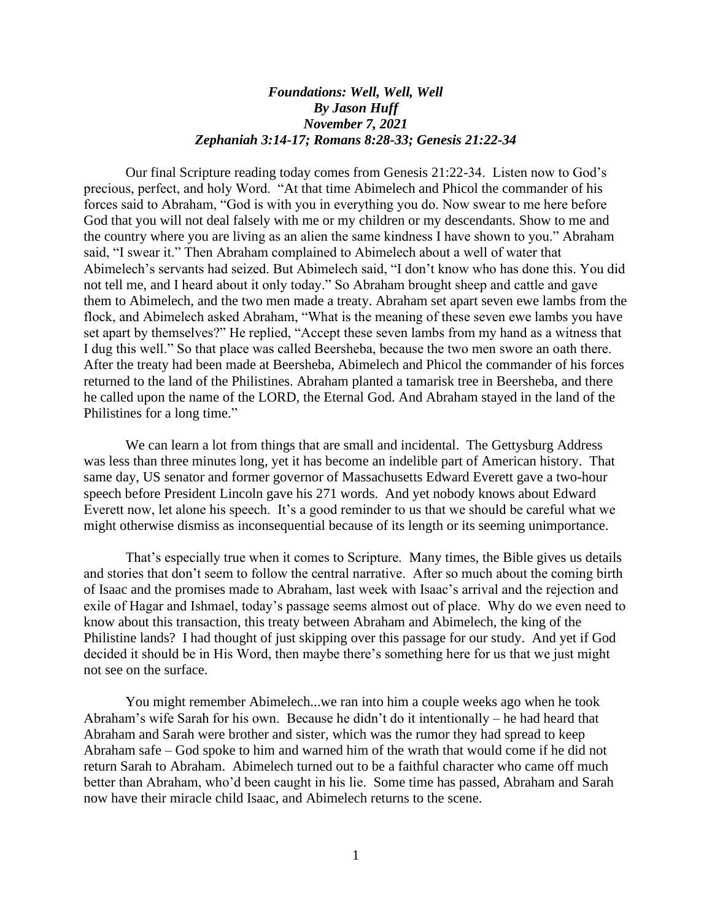***Foundations: Well, Well, Well***
***By Jason Huff***
***November 7, 2021***
***Zephaniah 3:14-17; Romans 8:28-33; Genesis 21:22-34***

Our final Scripture reading today comes from Genesis 21:22-34. Listen now to God's precious, perfect, and holy Word. "At that time Abimelech and Phicol the commander of his forces said to Abraham, "God is with you in everything you do. Now swear to me here before God that you will not deal falsely with me or my children or my descendants. Show to me and the country where you are living as an alien the same kindness I have shown to you." Abraham said, "I swear it." Then Abraham complained to Abimelech about a well of water that Abimelech's servants had seized. But Abimelech said, "I don't know who has done this. You did not tell me, and I heard about it only today." So Abraham brought sheep and cattle and gave them to Abimelech, and the two men made a treaty. Abraham set apart seven ewe lambs from the flock, and Abimelech asked Abraham, "What is the meaning of these seven ewe lambs you have set apart by themselves?" He replied, "Accept these seven lambs from my hand as a witness that I dug this well." So that place was called Beersheba, because the two men swore an oath there. After the treaty had been made at Beersheba, Abimelech and Phicol the commander of his forces returned to the land of the Philistines. Abraham planted a tamarisk tree in Beersheba, and there he called upon the name of the LORD, the Eternal God. And Abraham stayed in the land of the Philistines for a long time."

We can learn a lot from things that are small and incidental. The Gettysburg Address was less than three minutes long, yet it has become an indelible part of American history. That same day, US senator and former governor of Massachusetts Edward Everett gave a two-hour speech before President Lincoln gave his 271 words. And yet nobody knows about Edward Everett now, let alone his speech. It's a good reminder to us that we should be careful what we might otherwise dismiss as inconsequential because of its length or its seeming unimportance.

That's especially true when it comes to Scripture. Many times, the Bible gives us details and stories that don't seem to follow the central narrative. After so much about the coming birth of Isaac and the promises made to Abraham, last week with Isaac's arrival and the rejection and exile of Hagar and Ishmael, today's passage seems almost out of place. Why do we even need to know about this transaction, this treaty between Abraham and Abimelech, the king of the Philistine lands? I had thought of just skipping over this passage for our study. And yet if God decided it should be in His Word, then maybe there's something here for us that we just might not see on the surface.

You might remember Abimelech...we ran into him a couple weeks ago when he took Abraham's wife Sarah for his own. Because he didn't do it intentionally – he had heard that Abraham and Sarah were brother and sister, which was the rumor they had spread to keep Abraham safe – God spoke to him and warned him of the wrath that would come if he did not return Sarah to Abraham. Abimelech turned out to be a faithful character who came off much better than Abraham, who'd been caught in his lie. Some time has passed, Abraham and Sarah now have their miracle child Isaac, and Abimelech returns to the scene.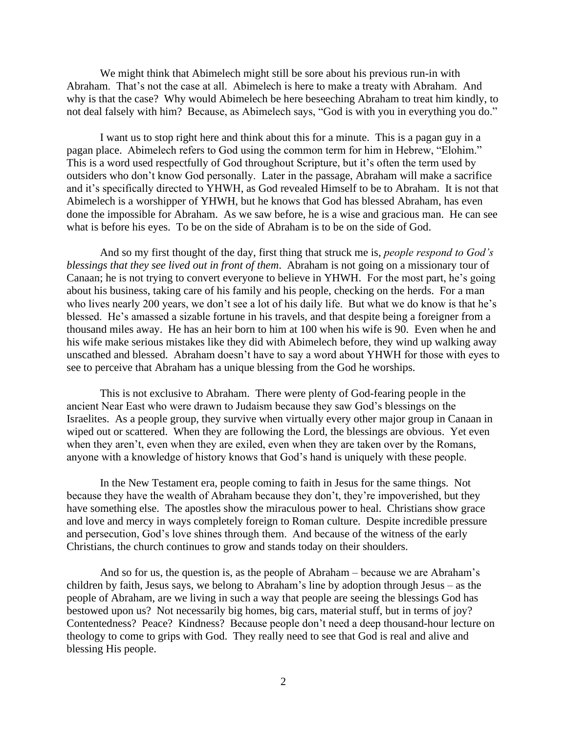We might think that Abimelech might still be sore about his previous run-in with Abraham. That's not the case at all. Abimelech is here to make a treaty with Abraham. And why is that the case? Why would Abimelech be here beseeching Abraham to treat him kindly, to not deal falsely with him? Because, as Abimelech says, "God is with you in everything you do."

I want us to stop right here and think about this for a minute. This is a pagan guy in a pagan place. Abimelech refers to God using the common term for him in Hebrew, "Elohim." This is a word used respectfully of God throughout Scripture, but it's often the term used by outsiders who don't know God personally. Later in the passage, Abraham will make a sacrifice and it's specifically directed to YHWH, as God revealed Himself to be to Abraham. It is not that Abimelech is a worshipper of YHWH, but he knows that God has blessed Abraham, has even done the impossible for Abraham. As we saw before, he is a wise and gracious man. He can see what is before his eyes. To be on the side of Abraham is to be on the side of God.

And so my first thought of the day, first thing that struck me is, *people respond to God's blessings that they see lived out in front of them*. Abraham is not going on a missionary tour of Canaan; he is not trying to convert everyone to believe in YHWH. For the most part, he's going about his business, taking care of his family and his people, checking on the herds. For a man who lives nearly 200 years, we don't see a lot of his daily life. But what we do know is that he's blessed. He's amassed a sizable fortune in his travels, and that despite being a foreigner from a thousand miles away. He has an heir born to him at 100 when his wife is 90. Even when he and his wife make serious mistakes like they did with Abimelech before, they wind up walking away unscathed and blessed. Abraham doesn't have to say a word about YHWH for those with eyes to see to perceive that Abraham has a unique blessing from the God he worships.

This is not exclusive to Abraham. There were plenty of God-fearing people in the ancient Near East who were drawn to Judaism because they saw God's blessings on the Israelites. As a people group, they survive when virtually every other major group in Canaan in wiped out or scattered. When they are following the Lord, the blessings are obvious. Yet even when they aren't, even when they are exiled, even when they are taken over by the Romans, anyone with a knowledge of history knows that God's hand is uniquely with these people.

In the New Testament era, people coming to faith in Jesus for the same things. Not because they have the wealth of Abraham because they don't, they're impoverished, but they have something else. The apostles show the miraculous power to heal. Christians show grace and love and mercy in ways completely foreign to Roman culture. Despite incredible pressure and persecution, God's love shines through them. And because of the witness of the early Christians, the church continues to grow and stands today on their shoulders.

And so for us, the question is, as the people of Abraham – because we are Abraham's children by faith, Jesus says, we belong to Abraham's line by adoption through Jesus – as the people of Abraham, are we living in such a way that people are seeing the blessings God has bestowed upon us? Not necessarily big homes, big cars, material stuff, but in terms of joy? Contentedness? Peace? Kindness? Because people don't need a deep thousand-hour lecture on theology to come to grips with God. They really need to see that God is real and alive and blessing His people.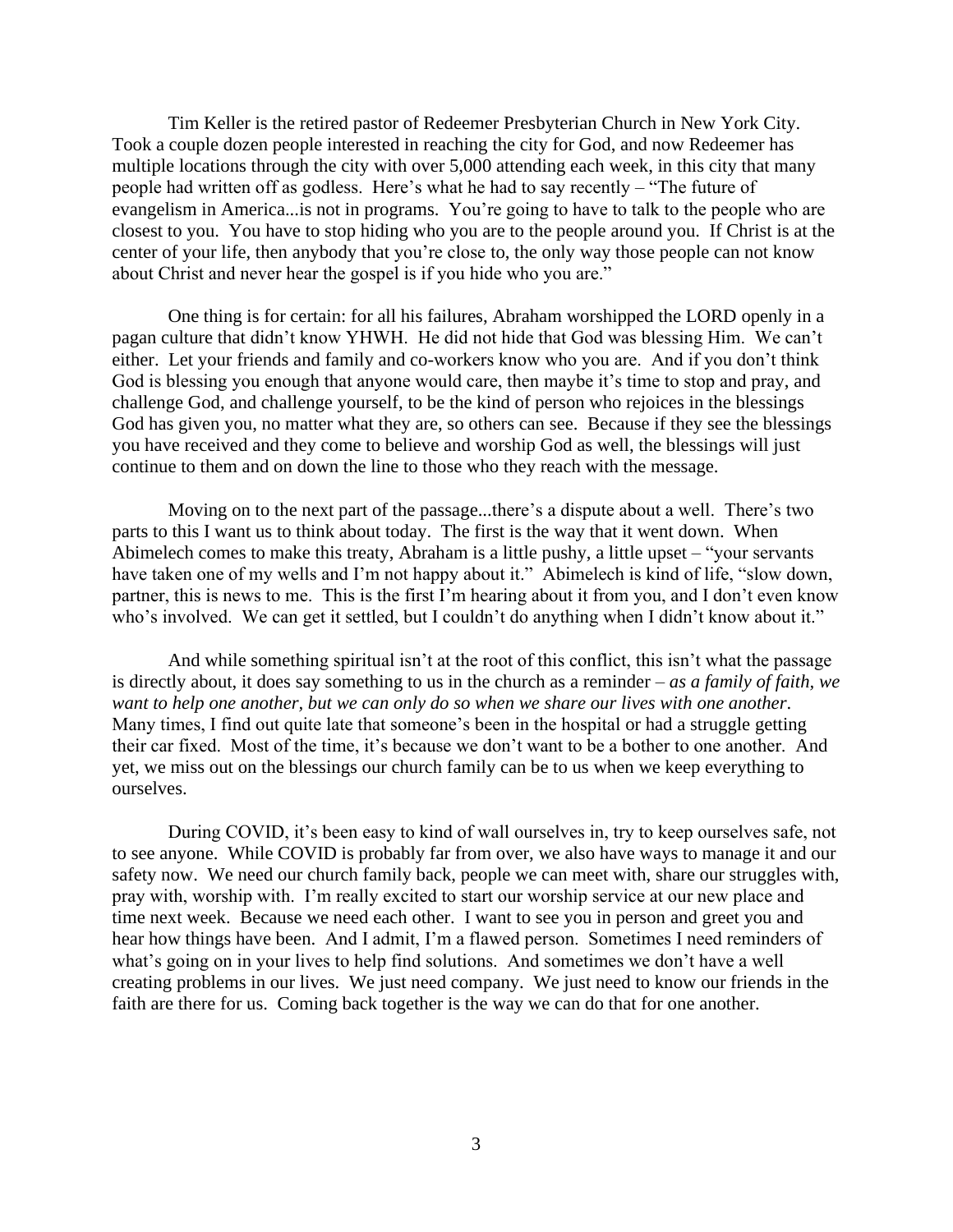Tim Keller is the retired pastor of Redeemer Presbyterian Church in New York City. Took a couple dozen people interested in reaching the city for God, and now Redeemer has multiple locations through the city with over 5,000 attending each week, in this city that many people had written off as godless. Here's what he had to say recently – "The future of evangelism in America...is not in programs. You're going to have to talk to the people who are closest to you. You have to stop hiding who you are to the people around you. If Christ is at the center of your life, then anybody that you're close to, the only way those people can not know about Christ and never hear the gospel is if you hide who you are."

One thing is for certain: for all his failures, Abraham worshipped the LORD openly in a pagan culture that didn't know YHWH. He did not hide that God was blessing Him. We can't either. Let your friends and family and co-workers know who you are. And if you don't think God is blessing you enough that anyone would care, then maybe it's time to stop and pray, and challenge God, and challenge yourself, to be the kind of person who rejoices in the blessings God has given you, no matter what they are, so others can see. Because if they see the blessings you have received and they come to believe and worship God as well, the blessings will just continue to them and on down the line to those who they reach with the message.

Moving on to the next part of the passage...there's a dispute about a well. There's two parts to this I want us to think about today. The first is the way that it went down. When Abimelech comes to make this treaty, Abraham is a little pushy, a little upset – "your servants have taken one of my wells and I'm not happy about it." Abimelech is kind of life, "slow down, partner, this is news to me. This is the first I'm hearing about it from you, and I don't even know who's involved. We can get it settled, but I couldn't do anything when I didn't know about it."

And while something spiritual isn't at the root of this conflict, this isn't what the passage is directly about, it does say something to us in the church as a reminder – *as a family of faith, we want to help one another, but we can only do so when we share our lives with one another*. Many times, I find out quite late that someone's been in the hospital or had a struggle getting their car fixed. Most of the time, it's because we don't want to be a bother to one another. And yet, we miss out on the blessings our church family can be to us when we keep everything to ourselves.

During COVID, it's been easy to kind of wall ourselves in, try to keep ourselves safe, not to see anyone. While COVID is probably far from over, we also have ways to manage it and our safety now. We need our church family back, people we can meet with, share our struggles with, pray with, worship with. I'm really excited to start our worship service at our new place and time next week. Because we need each other. I want to see you in person and greet you and hear how things have been. And I admit, I'm a flawed person. Sometimes I need reminders of what's going on in your lives to help find solutions. And sometimes we don't have a well creating problems in our lives. We just need company. We just need to know our friends in the faith are there for us. Coming back together is the way we can do that for one another.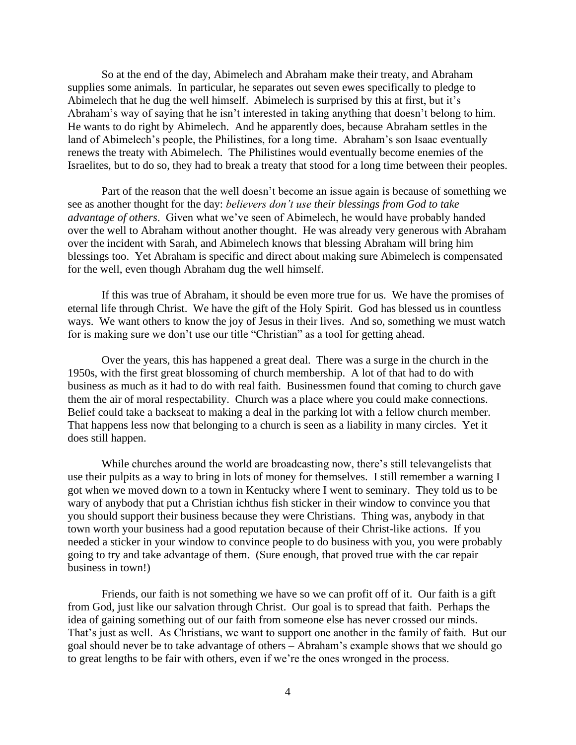So at the end of the day, Abimelech and Abraham make their treaty, and Abraham supplies some animals. In particular, he separates out seven ewes specifically to pledge to Abimelech that he dug the well himself. Abimelech is surprised by this at first, but it's Abraham's way of saying that he isn't interested in taking anything that doesn't belong to him. He wants to do right by Abimelech. And he apparently does, because Abraham settles in the land of Abimelech's people, the Philistines, for a long time. Abraham's son Isaac eventually renews the treaty with Abimelech. The Philistines would eventually become enemies of the Israelites, but to do so, they had to break a treaty that stood for a long time between their peoples.

Part of the reason that the well doesn't become an issue again is because of something we see as another thought for the day: *believers don't use their blessings from God to take advantage of others*. Given what we've seen of Abimelech, he would have probably handed over the well to Abraham without another thought. He was already very generous with Abraham over the incident with Sarah, and Abimelech knows that blessing Abraham will bring him blessings too. Yet Abraham is specific and direct about making sure Abimelech is compensated for the well, even though Abraham dug the well himself.

If this was true of Abraham, it should be even more true for us. We have the promises of eternal life through Christ. We have the gift of the Holy Spirit. God has blessed us in countless ways. We want others to know the joy of Jesus in their lives. And so, something we must watch for is making sure we don't use our title "Christian" as a tool for getting ahead.

Over the years, this has happened a great deal. There was a surge in the church in the 1950s, with the first great blossoming of church membership. A lot of that had to do with business as much as it had to do with real faith. Businessmen found that coming to church gave them the air of moral respectability. Church was a place where you could make connections. Belief could take a backseat to making a deal in the parking lot with a fellow church member. That happens less now that belonging to a church is seen as a liability in many circles. Yet it does still happen.

While churches around the world are broadcasting now, there's still televangelists that use their pulpits as a way to bring in lots of money for themselves. I still remember a warning I got when we moved down to a town in Kentucky where I went to seminary. They told us to be wary of anybody that put a Christian ichthus fish sticker in their window to convince you that you should support their business because they were Christians. Thing was, anybody in that town worth your business had a good reputation because of their Christ-like actions. If you needed a sticker in your window to convince people to do business with you, you were probably going to try and take advantage of them. (Sure enough, that proved true with the car repair business in town!)

Friends, our faith is not something we have so we can profit off of it. Our faith is a gift from God, just like our salvation through Christ. Our goal is to spread that faith. Perhaps the idea of gaining something out of our faith from someone else has never crossed our minds. That's just as well. As Christians, we want to support one another in the family of faith. But our goal should never be to take advantage of others – Abraham's example shows that we should go to great lengths to be fair with others, even if we're the ones wronged in the process.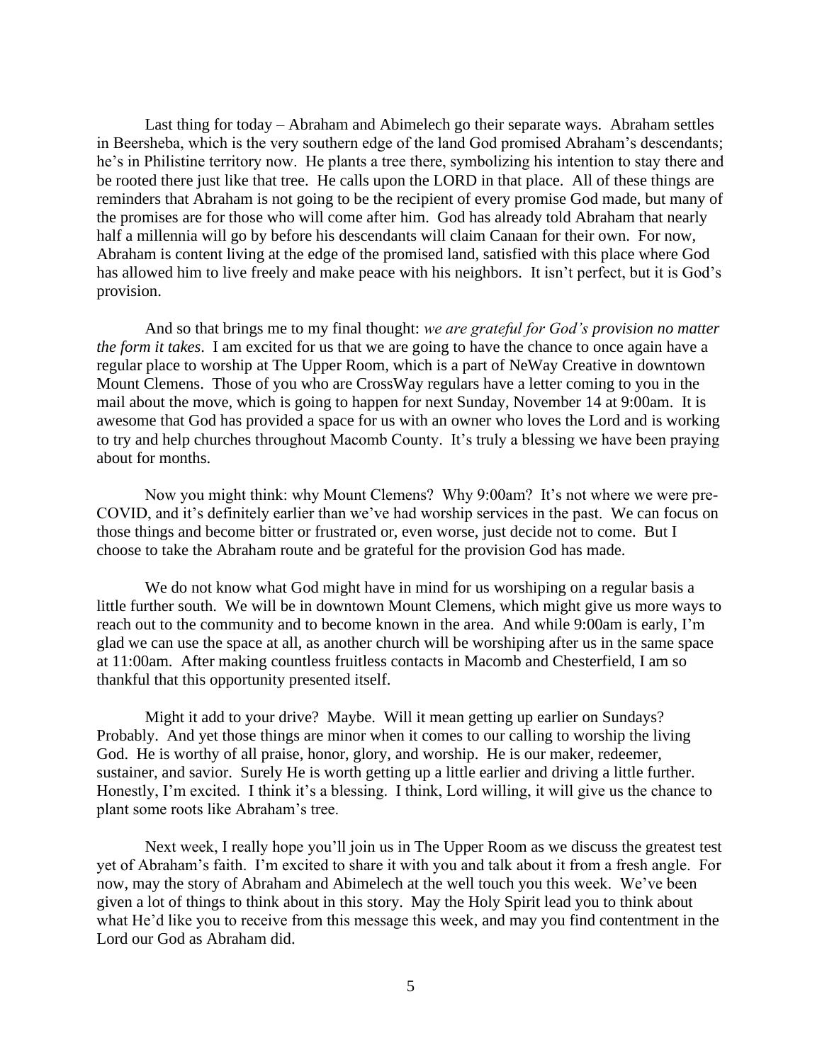Last thing for today – Abraham and Abimelech go their separate ways. Abraham settles in Beersheba, which is the very southern edge of the land God promised Abraham's descendants; he's in Philistine territory now. He plants a tree there, symbolizing his intention to stay there and be rooted there just like that tree. He calls upon the LORD in that place. All of these things are reminders that Abraham is not going to be the recipient of every promise God made, but many of the promises are for those who will come after him. God has already told Abraham that nearly half a millennia will go by before his descendants will claim Canaan for their own. For now, Abraham is content living at the edge of the promised land, satisfied with this place where God has allowed him to live freely and make peace with his neighbors. It isn't perfect, but it is God's provision.

And so that brings me to my final thought: *we are grateful for God's provision no matter the form it takes*. I am excited for us that we are going to have the chance to once again have a regular place to worship at The Upper Room, which is a part of NeWay Creative in downtown Mount Clemens. Those of you who are CrossWay regulars have a letter coming to you in the mail about the move, which is going to happen for next Sunday, November 14 at 9:00am. It is awesome that God has provided a space for us with an owner who loves the Lord and is working to try and help churches throughout Macomb County. It's truly a blessing we have been praying about for months.

Now you might think: why Mount Clemens? Why 9:00am? It's not where we were pre-COVID, and it's definitely earlier than we've had worship services in the past. We can focus on those things and become bitter or frustrated or, even worse, just decide not to come. But I choose to take the Abraham route and be grateful for the provision God has made.

We do not know what God might have in mind for us worshiping on a regular basis a little further south. We will be in downtown Mount Clemens, which might give us more ways to reach out to the community and to become known in the area. And while 9:00am is early, I'm glad we can use the space at all, as another church will be worshiping after us in the same space at 11:00am. After making countless fruitless contacts in Macomb and Chesterfield, I am so thankful that this opportunity presented itself.

Might it add to your drive? Maybe. Will it mean getting up earlier on Sundays? Probably. And yet those things are minor when it comes to our calling to worship the living God. He is worthy of all praise, honor, glory, and worship. He is our maker, redeemer, sustainer, and savior. Surely He is worth getting up a little earlier and driving a little further. Honestly, I'm excited. I think it's a blessing. I think, Lord willing, it will give us the chance to plant some roots like Abraham's tree.

Next week, I really hope you'll join us in The Upper Room as we discuss the greatest test yet of Abraham's faith. I'm excited to share it with you and talk about it from a fresh angle. For now, may the story of Abraham and Abimelech at the well touch you this week. We've been given a lot of things to think about in this story. May the Holy Spirit lead you to think about what He'd like you to receive from this message this week, and may you find contentment in the Lord our God as Abraham did.